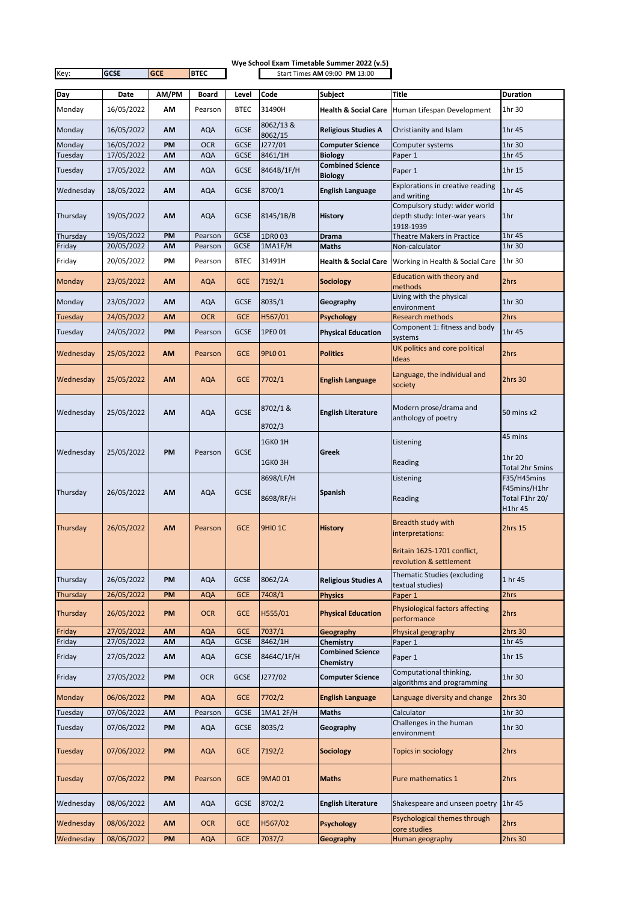# Wye School Exam Timetable Summer 2022 (v.5)

Key: **GCSE** **GCE** **BTEC**

Start Times **AM** 09:00 **PM** 13:00

| Day | Date | AM/PM | Board | Level | Code | Subject | Title | Duration |
|---|---|---|---|---|---|---|---|---|
| Monday | 16/05/2022 | **AM** | Pearson | BTEC | 31490H | **Health & Social Care** | Human Lifespan Development | 1hr 30 |
| Monday | 16/05/2022 | **AM** | AQA | GCSE | 8062/13 & 8062/15 | **Religious Studies A** | Christianity and Islam | 1hr 45 |
| Monday | 16/05/2022 | **PM** | OCR | GCSE | J277/01 | **Computer Science** | Computer systems | 1hr 30 |
| Tuesday | 17/05/2022 | **AM** | AQA | GCSE | 8461/1H | **Biology** | Paper 1 | 1hr 45 |
| Tuesday | 17/05/2022 | **AM** | AQA | GCSE | 8464B/1F/H | **Combined Science Biology** | Paper 1 | 1hr 15 |
| Wednesday | 18/05/2022 | **AM** | AQA | GCSE | 8700/1 | **English Language** | Explorations in creative reading and writing | 1hr 45 |
| Thursday | 19/05/2022 | **AM** | AQA | GCSE | 8145/1B/B | **History** | Compulsory study: wider world depth study: Inter-war years 1918-1939 | 1hr |
| Thursday | 19/05/2022 | **PM** | Pearson | GCSE | 1DR0 03 | **Drama** | Theatre Makers in Practice | 1hr 45 |
| Friday | 20/05/2022 | **AM** | Pearson | GCSE | 1MA1F/H | **Maths** | Non-calculator | 1hr 30 |
| Friday | 20/05/2022 | **PM** | Pearson | BTEC | 31491H | **Health & Social Care** | Working in Health & Social Care | 1hr 30 |
| Monday | 23/05/2022 | **AM** | AQA | GCE | 7192/1 | **Sociology** | Education with theory and methods | 2hrs |
| Monday | 23/05/2022 | **AM** | AQA | GCSE | 8035/1 | **Geography** | Living with the physical environment | 1hr 30 |
| Tuesday | 24/05/2022 | **AM** | OCR | GCE | H567/01 | **Psychology** | Research methods | 2hrs |
| Tuesday | 24/05/2022 | **PM** | Pearson | GCSE | 1PE0 01 | **Physical Education** | Component 1: fitness and body systems | 1hr 45 |
| Wednesday | 25/05/2022 | **AM** | Pearson | GCE | 9PL0 01 | **Politics** | UK politics and core political Ideas | 2hrs |
| Wednesday | 25/05/2022 | **AM** | AQA | GCE | 7702/1 | **English Language** | Language, the individual and society | 2hrs 30 |
| Wednesday | 25/05/2022 | **AM** | AQA | GCSE | 8702/1 & 8702/3 | **English Literature** | Modern prose/drama and anthology of poetry | 50 mins x2 |
| Wednesday | 25/05/2022 | **PM** | Pearson | GCSE | 1GK0 1H<br>1GK0 3H | **Greek** | Listening<br>Reading | 45 mins<br>1hr 20<br>Total 2hr 5mins |
| Thursday | 26/05/2022 | **AM** | AQA | GCSE | 8698/LF/H<br>8698/RF/H | **Spanish** | Listening<br>Reading | F35/H45mins<br>F45mins/H1hr<br>Total F1hr 20/ H1hr 45 |
| Thursday | 26/05/2022 | **AM** | Pearson | GCE | 9HI0 1C | **History** | Breadth study with interpretations:<br>Britain 1625-1701 conflict, revolution & settlement | 2hrs 15 |
| Thursday | 26/05/2022 | **PM** | AQA | GCSE | 8062/2A | **Religious Studies A** | Thematic Studies (excluding textual studies) | 1 hr 45 |
| Thursday | 26/05/2022 | **PM** | AQA | GCE | 7408/1 | **Physics** | Paper 1 | 2hrs |
| Thursday | 26/05/2022 | **PM** | OCR | GCE | H555/01 | **Physical Education** | Physiological factors affecting performance | 2hrs |
| Friday | 27/05/2022 | **AM** | AQA | GCE | 7037/1 | **Geography** | Physical geography | 2hrs 30 |
| Friday | 27/05/2022 | **AM** | AQA | GCSE | 8462/1H | **Chemistry** | Paper 1 | 1hr 45 |
| Friday | 27/05/2022 | **AM** | AQA | GCSE | 8464C/1F/H | **Combined Science Chemistry** | Paper 1 | 1hr 15 |
| Friday | 27/05/2022 | **PM** | OCR | GCSE | J277/02 | **Computer Science** | Computational thinking, algorithms and programming | 1hr 30 |
| Monday | 06/06/2022 | **PM** | AQA | GCE | 7702/2 | **English Language** | Language diversity and change | 2hrs 30 |
| Tuesday | 07/06/2022 | **AM** | Pearson | GCSE | 1MA1 2F/H | **Maths** | Calculator | 1hr 30 |
| Tuesday | 07/06/2022 | **PM** | AQA | GCSE | 8035/2 | **Geography** | Challenges in the human environment | 1hr 30 |
| Tuesday | 07/06/2022 | **PM** | AQA | GCE | 7192/2 | **Sociology** | Topics in sociology | 2hrs |
| Tuesday | 07/06/2022 | **PM** | Pearson | GCE | 9MA0 01 | **Maths** | Pure mathematics 1 | 2hrs |
| Wednesday | 08/06/2022 | **AM** | AQA | GCSE | 8702/2 | **English Literature** | Shakespeare and unseen poetry | 1hr 45 |
| Wednesday | 08/06/2022 | **AM** | OCR | GCE | H567/02 | **Psychology** | Psychological themes through core studies | 2hrs |
| Wednesday | 08/06/2022 | **PM** | AQA | GCE | 7037/2 | **Geography** | Human geography | 2hrs 30 |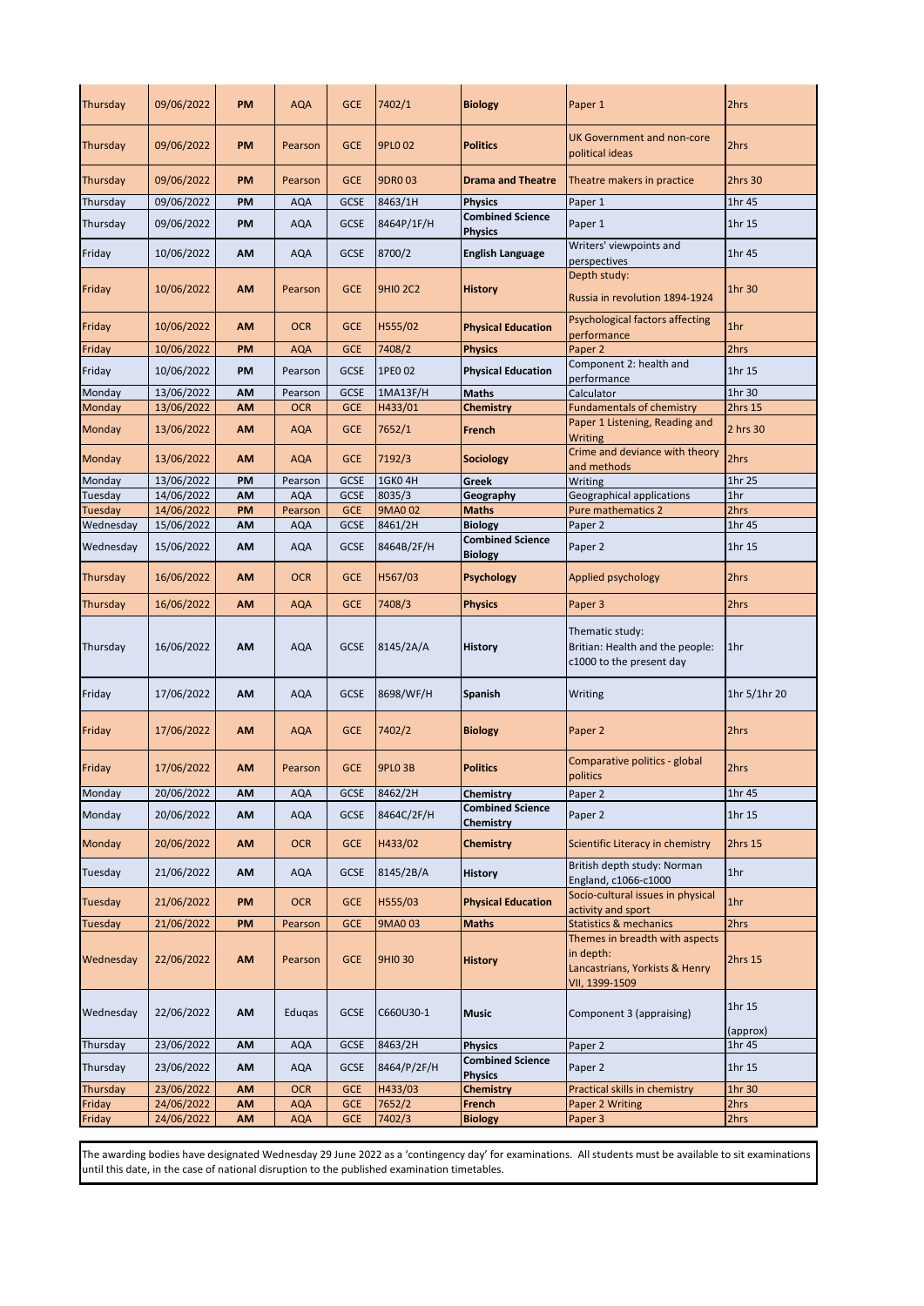| | | | | | | | | |
|---|---|---|---|---|---|---|---|---|
| Thursday | 09/06/2022 | **PM** | AQA | GCE | 7402/1 | **Biology** | Paper 1 | 2hrs |
| Thursday | 09/06/2022 | **PM** | Pearson | GCE | 9PL0 02 | **Politics** | UK Government and non-core political ideas | 2hrs |
| Thursday | 09/06/2022 | **PM** | Pearson | GCE | 9DR0 03 | **Drama and Theatre** | Theatre makers in practice | 2hrs 30 |
| Thursday | 09/06/2022 | **PM** | AQA | GCSE | 8463/1H | **Physics** | Paper 1 | 1hr 45 |
| Thursday | 09/06/2022 | **PM** | AQA | GCSE | 8464P/1F/H | **Combined Science Physics** | Paper 1 | 1hr 15 |
| Friday | 10/06/2022 | **AM** | AQA | GCSE | 8700/2 | **English Language** | Writers' viewpoints and perspectives | 1hr 45 |
| Friday | 10/06/2022 | **AM** | Pearson | GCE | 9HI0 2C2 | **History** | Depth study: Russia in revolution 1894-1924 | 1hr 30 |
| Friday | 10/06/2022 | **AM** | OCR | GCE | H555/02 | **Physical Education** | Psychological factors affecting performance | 1hr |
| Friday | 10/06/2022 | **PM** | AQA | GCE | 7408/2 | **Physics** | Paper 2 | 2hrs |
| Friday | 10/06/2022 | **PM** | Pearson | GCSE | 1PE0 02 | **Physical Education** | Component 2: health and performance | 1hr 15 |
| Monday | 13/06/2022 | **AM** | Pearson | GCSE | 1MA13F/H | **Maths** | Calculator | 1hr 30 |
| Monday | 13/06/2022 | **AM** | OCR | GCE | H433/01 | **Chemistry** | Fundamentals of chemistry | 2hrs 15 |
| Monday | 13/06/2022 | **AM** | AQA | GCE | 7652/1 | **French** | Paper 1 Listening, Reading and Writing | 2 hrs 30 |
| Monday | 13/06/2022 | **AM** | AQA | GCE | 7192/3 | **Sociology** | Crime and deviance with theory and methods | 2hrs |
| Monday | 13/06/2022 | **PM** | Pearson | GCSE | 1GK0 4H | **Greek** | Writing | 1hr 25 |
| Tuesday | 14/06/2022 | **AM** | AQA | GCSE | 8035/3 | **Geography** | Geographical applications | 1hr |
| Tuesday | 14/06/2022 | **PM** | Pearson | GCE | 9MA0 02 | **Maths** | Pure mathematics 2 | 2hrs |
| Wednesday | 15/06/2022 | **AM** | AQA | GCSE | 8461/2H | **Biology** | Paper 2 | 1hr 45 |
| Wednesday | 15/06/2022 | **AM** | AQA | GCSE | 8464B/2F/H | **Combined Science Biology** | Paper 2 | 1hr 15 |
| Thursday | 16/06/2022 | **AM** | OCR | GCE | H567/03 | **Psychology** | Applied psychology | 2hrs |
| Thursday | 16/06/2022 | **AM** | AQA | GCE | 7408/3 | **Physics** | Paper 3 | 2hrs |
| Thursday | 16/06/2022 | **AM** | AQA | GCSE | 8145/2A/A | **History** | Thematic study: Britian: Health and the people: c1000 to the present day | 1hr |
| Friday | 17/06/2022 | **AM** | AQA | GCSE | 8698/WF/H | **Spanish** | Writing | 1hr 5/1hr 20 |
| Friday | 17/06/2022 | **AM** | AQA | GCE | 7402/2 | **Biology** | Paper 2 | 2hrs |
| Friday | 17/06/2022 | **AM** | Pearson | GCE | 9PL0 3B | **Politics** | Comparative politics - global politics | 2hrs |
| Monday | 20/06/2022 | **AM** | AQA | GCSE | 8462/2H | **Chemistry** | Paper 2 | 1hr 45 |
| Monday | 20/06/2022 | **AM** | AQA | GCSE | 8464C/2F/H | **Combined Science Chemistry** | Paper 2 | 1hr 15 |
| Monday | 20/06/2022 | **AM** | OCR | GCE | H433/02 | **Chemistry** | Scientific Literacy in chemistry | 2hrs 15 |
| Tuesday | 21/06/2022 | **AM** | AQA | GCSE | 8145/2B/A | **History** | British depth study: Norman England, c1066-c1000 | 1hr |
| Tuesday | 21/06/2022 | **PM** | OCR | GCE | H555/03 | **Physical Education** | Socio-cultural issues in physical activity and sport | 1hr |
| Tuesday | 21/06/2022 | **PM** | Pearson | GCE | 9MA0 03 | **Maths** | Statistics & mechanics | 2hrs |
| Wednesday | 22/06/2022 | **AM** | Pearson | GCE | 9HI0 30 | **History** | Themes in breadth with aspects in depth: Lancastrians, Yorkists & Henry VII, 1399-1509 | 2hrs 15 |
| Wednesday | 22/06/2022 | **AM** | Eduqas | GCSE | C660U30-1 | **Music** | Component 3 (appraising) | 1hr 15 (approx) |
| Thursday | 23/06/2022 | **AM** | AQA | GCSE | 8463/2H | **Physics** | Paper 2 | 1hr 45 |
| Thursday | 23/06/2022 | **AM** | AQA | GCSE | 8464/P/2F/H | **Combined Science Physics** | Paper 2 | 1hr 15 |
| Thursday | 23/06/2022 | **AM** | OCR | GCE | H433/03 | **Chemistry** | Practical skills in chemistry | 1hr 30 |
| Friday | 24/06/2022 | **AM** | AQA | GCE | 7652/2 | **French** | Paper 2 Writing | 2hrs |
| Friday | 24/06/2022 | **AM** | AQA | GCE | 7402/3 | **Biology** | Paper 3 | 2hrs |

The awarding bodies have designated Wednesday 29 June 2022 as a 'contingency day' for examinations. All students must be available to sit examinations until this date, in the case of national disruption to the published examination timetables.